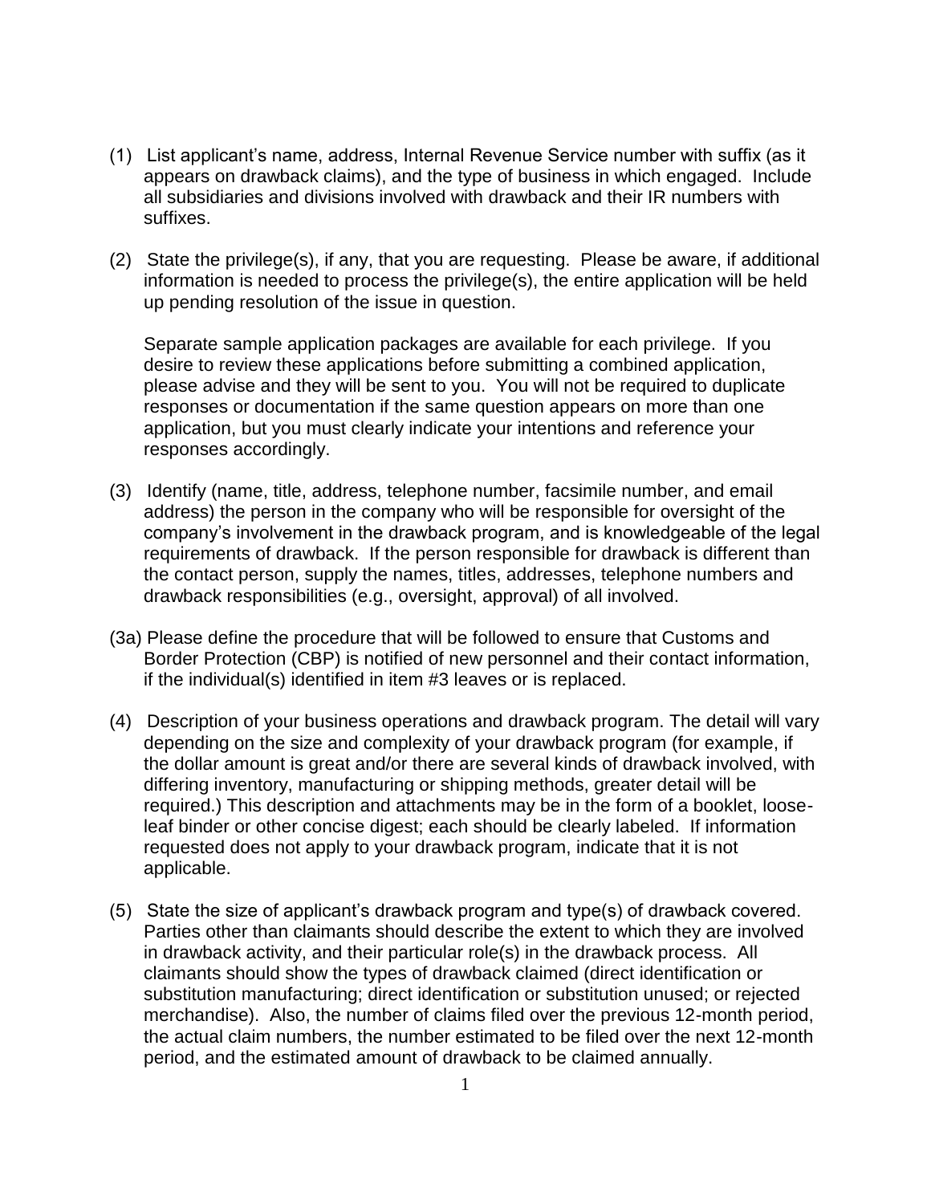(1) List applicant's name, address, Internal Revenue Service number with suffix (as it appears on drawback claims), and the type of business in which engaged. Include all subsidiaries and divisions involved with drawback and their IR numbers with suffixes.

(2) State the privilege(s), if any, that you are requesting. Please be aware, if additional information is needed to process the privilege(s), the entire application will be held up pending resolution of the issue in question.

Separate sample application packages are available for each privilege. If you desire to review these applications before submitting a combined application, please advise and they will be sent to you. You will not be required to duplicate responses or documentation if the same question appears on more than one application, but you must clearly indicate your intentions and reference your responses accordingly.

(3) Identify (name, title, address, telephone number, facsimile number, and email address) the person in the company who will be responsible for oversight of the company's involvement in the drawback program, and is knowledgeable of the legal requirements of drawback. If the person responsible for drawback is different than the contact person, supply the names, titles, addresses, telephone numbers and drawback responsibilities (e.g., oversight, approval) of all involved.

(3a) Please define the procedure that will be followed to ensure that Customs and Border Protection (CBP) is notified of new personnel and their contact information, if the individual(s) identified in item #3 leaves or is replaced.

(4) Description of your business operations and drawback program. The detail will vary depending on the size and complexity of your drawback program (for example, if the dollar amount is great and/or there are several kinds of drawback involved, with differing inventory, manufacturing or shipping methods, greater detail will be required.) This description and attachments may be in the form of a booklet, loose-leaf binder or other concise digest; each should be clearly labeled. If information requested does not apply to your drawback program, indicate that it is not applicable.

(5) State the size of applicant's drawback program and type(s) of drawback covered. Parties other than claimants should describe the extent to which they are involved in drawback activity, and their particular role(s) in the drawback process. All claimants should show the types of drawback claimed (direct identification or substitution manufacturing; direct identification or substitution unused; or rejected merchandise). Also, the number of claims filed over the previous 12-month period, the actual claim numbers, the number estimated to be filed over the next 12-month period, and the estimated amount of drawback to be claimed annually.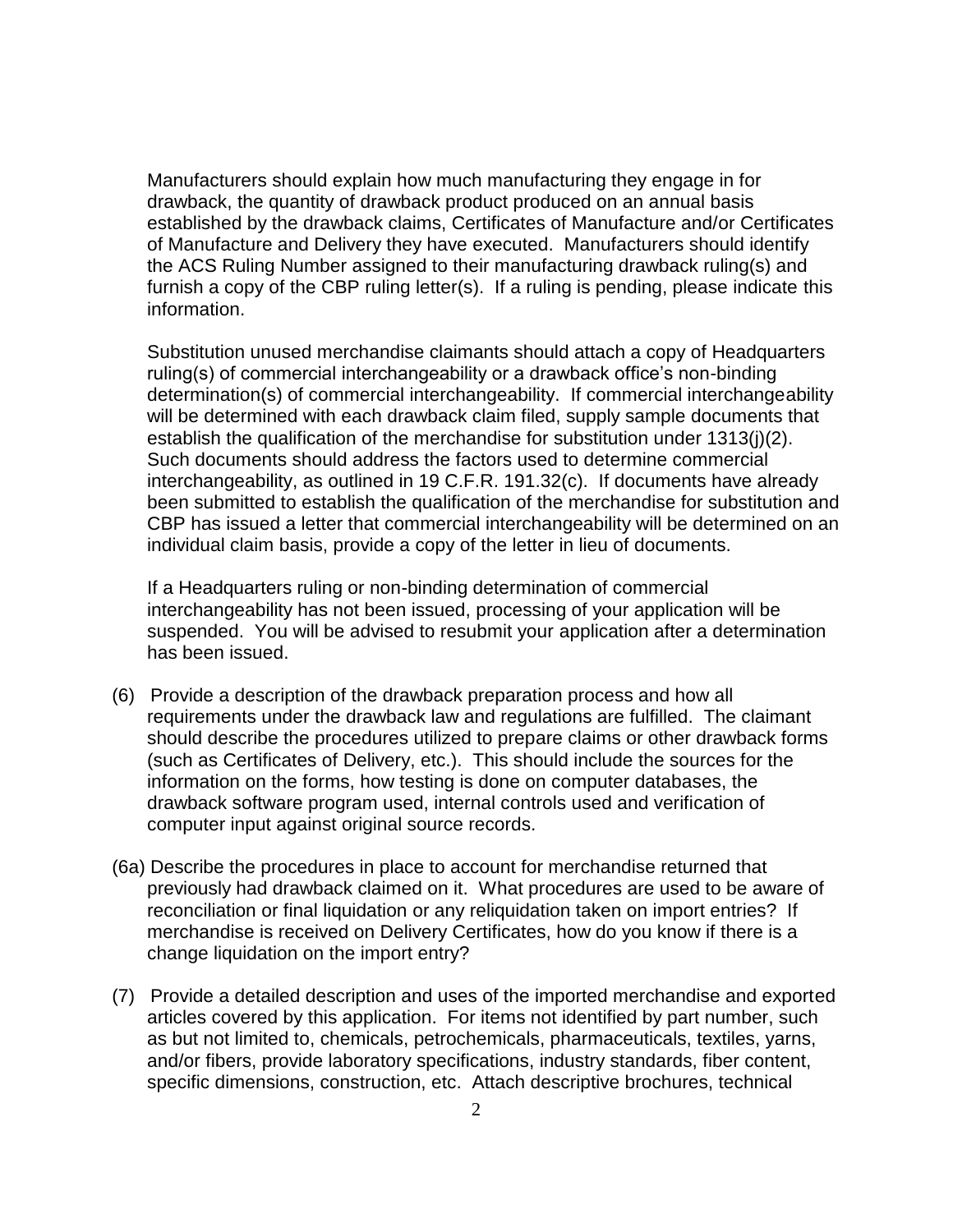Manufacturers should explain how much manufacturing they engage in for drawback, the quantity of drawback product produced on an annual basis established by the drawback claims, Certificates of Manufacture and/or Certificates of Manufacture and Delivery they have executed. Manufacturers should identify the ACS Ruling Number assigned to their manufacturing drawback ruling(s) and furnish a copy of the CBP ruling letter(s). If a ruling is pending, please indicate this information.

Substitution unused merchandise claimants should attach a copy of Headquarters ruling(s) of commercial interchangeability or a drawback office's non-binding determination(s) of commercial interchangeability. If commercial interchangeability will be determined with each drawback claim filed, supply sample documents that establish the qualification of the merchandise for substitution under 1313(j)(2). Such documents should address the factors used to determine commercial interchangeability, as outlined in 19 C.F.R. 191.32(c). If documents have already been submitted to establish the qualification of the merchandise for substitution and CBP has issued a letter that commercial interchangeability will be determined on an individual claim basis, provide a copy of the letter in lieu of documents.

If a Headquarters ruling or non-binding determination of commercial interchangeability has not been issued, processing of your application will be suspended. You will be advised to resubmit your application after a determination has been issued.

(6) Provide a description of the drawback preparation process and how all requirements under the drawback law and regulations are fulfilled. The claimant should describe the procedures utilized to prepare claims or other drawback forms (such as Certificates of Delivery, etc.). This should include the sources for the information on the forms, how testing is done on computer databases, the drawback software program used, internal controls used and verification of computer input against original source records.

(6a) Describe the procedures in place to account for merchandise returned that previously had drawback claimed on it. What procedures are used to be aware of reconciliation or final liquidation or any reliquidation taken on import entries? If merchandise is received on Delivery Certificates, how do you know if there is a change liquidation on the import entry?

(7) Provide a detailed description and uses of the imported merchandise and exported articles covered by this application. For items not identified by part number, such as but not limited to, chemicals, petrochemicals, pharmaceuticals, textiles, yarns, and/or fibers, provide laboratory specifications, industry standards, fiber content, specific dimensions, construction, etc. Attach descriptive brochures, technical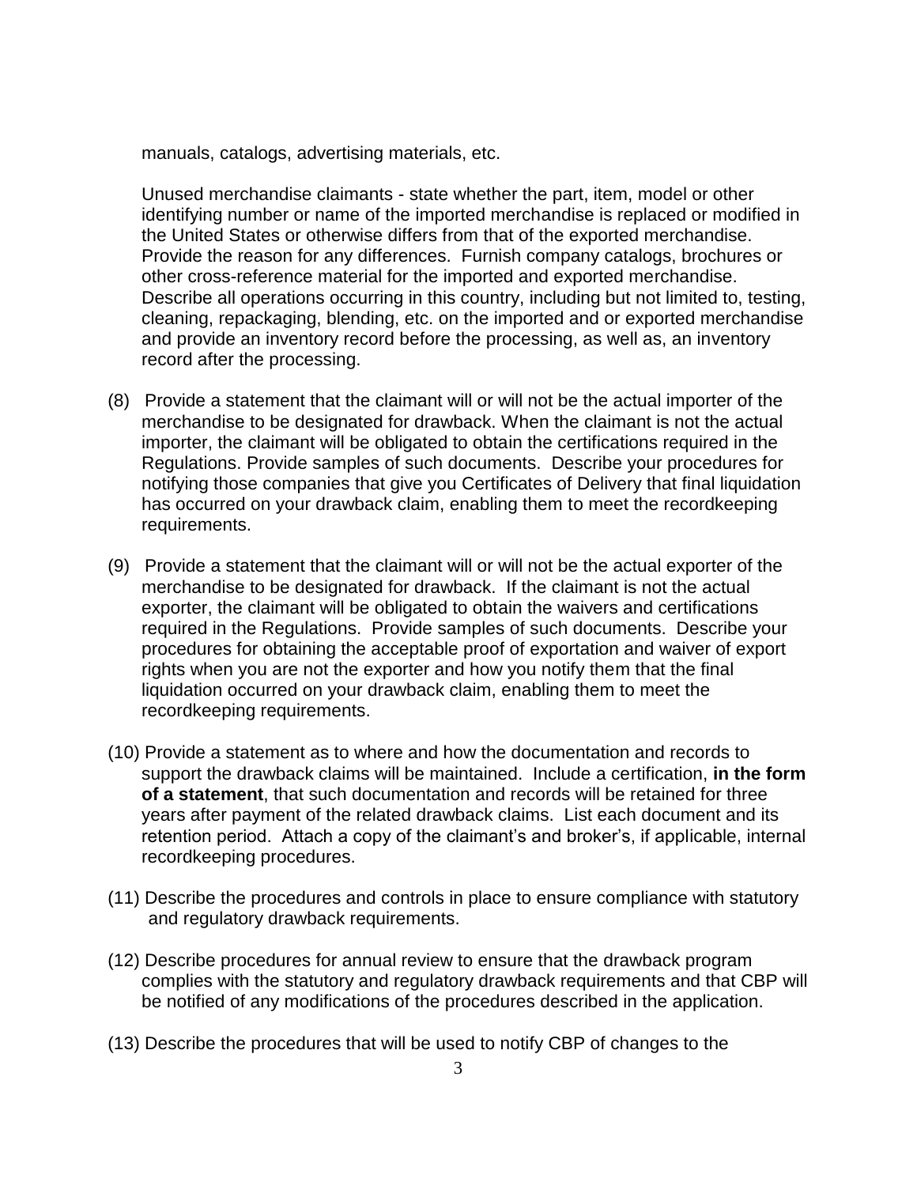manuals, catalogs, advertising materials, etc.

Unused merchandise claimants - state whether the part, item, model or other identifying number or name of the imported merchandise is replaced or modified in the United States or otherwise differs from that of the exported merchandise. Provide the reason for any differences. Furnish company catalogs, brochures or other cross-reference material for the imported and exported merchandise. Describe all operations occurring in this country, including but not limited to, testing, cleaning, repackaging, blending, etc. on the imported and or exported merchandise and provide an inventory record before the processing, as well as, an inventory record after the processing.

(8) Provide a statement that the claimant will or will not be the actual importer of the merchandise to be designated for drawback. When the claimant is not the actual importer, the claimant will be obligated to obtain the certifications required in the Regulations. Provide samples of such documents. Describe your procedures for notifying those companies that give you Certificates of Delivery that final liquidation has occurred on your drawback claim, enabling them to meet the recordkeeping requirements.

(9) Provide a statement that the claimant will or will not be the actual exporter of the merchandise to be designated for drawback. If the claimant is not the actual exporter, the claimant will be obligated to obtain the waivers and certifications required in the Regulations. Provide samples of such documents. Describe your procedures for obtaining the acceptable proof of exportation and waiver of export rights when you are not the exporter and how you notify them that the final liquidation occurred on your drawback claim, enabling them to meet the recordkeeping requirements.

(10) Provide a statement as to where and how the documentation and records to support the drawback claims will be maintained. Include a certification, **in the form of a statement**, that such documentation and records will be retained for three years after payment of the related drawback claims. List each document and its retention period. Attach a copy of the claimant's and broker's, if applicable, internal recordkeeping procedures.

(11) Describe the procedures and controls in place to ensure compliance with statutory and regulatory drawback requirements.

(12) Describe procedures for annual review to ensure that the drawback program complies with the statutory and regulatory drawback requirements and that CBP will be notified of any modifications of the procedures described in the application.

(13) Describe the procedures that will be used to notify CBP of changes to the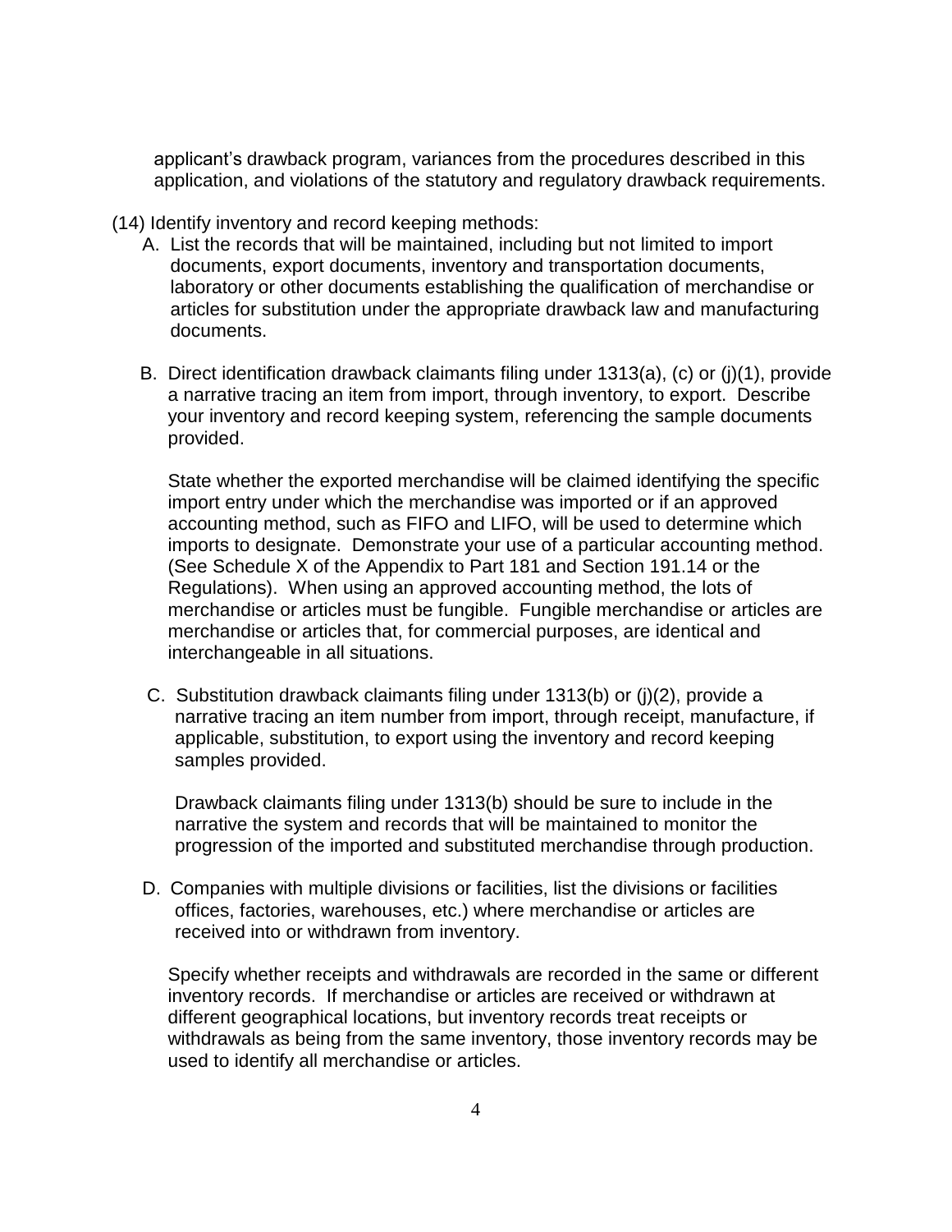applicant's drawback program, variances from the procedures described in this application, and violations of the statutory and regulatory drawback requirements.

(14) Identify inventory and record keeping methods:

A. List the records that will be maintained, including but not limited to import documents, export documents, inventory and transportation documents, laboratory or other documents establishing the qualification of merchandise or articles for substitution under the appropriate drawback law and manufacturing documents.

B. Direct identification drawback claimants filing under 1313(a), (c) or (j)(1), provide a narrative tracing an item from import, through inventory, to export. Describe your inventory and record keeping system, referencing the sample documents provided.

State whether the exported merchandise will be claimed identifying the specific import entry under which the merchandise was imported or if an approved accounting method, such as FIFO and LIFO, will be used to determine which imports to designate. Demonstrate your use of a particular accounting method. (See Schedule X of the Appendix to Part 181 and Section 191.14 or the Regulations). When using an approved accounting method, the lots of merchandise or articles must be fungible. Fungible merchandise or articles are merchandise or articles that, for commercial purposes, are identical and interchangeable in all situations.

C. Substitution drawback claimants filing under 1313(b) or (j)(2), provide a narrative tracing an item number from import, through receipt, manufacture, if applicable, substitution, to export using the inventory and record keeping samples provided.

Drawback claimants filing under 1313(b) should be sure to include in the narrative the system and records that will be maintained to monitor the progression of the imported and substituted merchandise through production.

D. Companies with multiple divisions or facilities, list the divisions or facilities offices, factories, warehouses, etc.) where merchandise or articles are received into or withdrawn from inventory.

Specify whether receipts and withdrawals are recorded in the same or different inventory records. If merchandise or articles are received or withdrawn at different geographical locations, but inventory records treat receipts or withdrawals as being from the same inventory, those inventory records may be used to identify all merchandise or articles.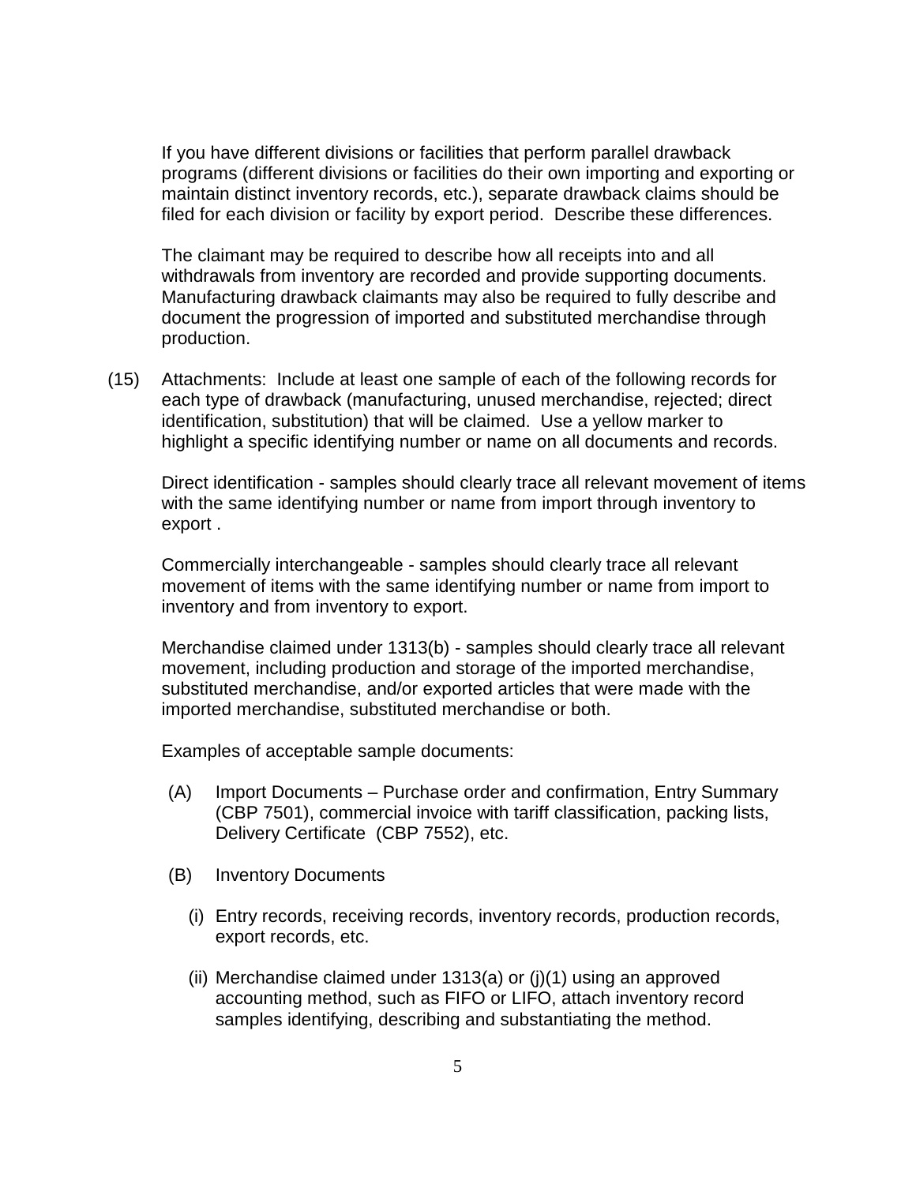If you have different divisions or facilities that perform parallel drawback programs (different divisions or facilities do their own importing and exporting or maintain distinct inventory records, etc.), separate drawback claims should be filed for each division or facility by export period. Describe these differences.

The claimant may be required to describe how all receipts into and all withdrawals from inventory are recorded and provide supporting documents. Manufacturing drawback claimants may also be required to fully describe and document the progression of imported and substituted merchandise through production.

(15) Attachments: Include at least one sample of each of the following records for each type of drawback (manufacturing, unused merchandise, rejected; direct identification, substitution) that will be claimed. Use a yellow marker to highlight a specific identifying number or name on all documents and records.

Direct identification - samples should clearly trace all relevant movement of items with the same identifying number or name from import through inventory to export .

Commercially interchangeable - samples should clearly trace all relevant movement of items with the same identifying number or name from import to inventory and from inventory to export.

Merchandise claimed under 1313(b) - samples should clearly trace all relevant movement, including production and storage of the imported merchandise, substituted merchandise, and/or exported articles that were made with the imported merchandise, substituted merchandise or both.

Examples of acceptable sample documents:

(A) Import Documents – Purchase order and confirmation, Entry Summary (CBP 7501), commercial invoice with tariff classification, packing lists, Delivery Certificate (CBP 7552), etc.

(B) Inventory Documents

(i) Entry records, receiving records, inventory records, production records, export records, etc.

(ii) Merchandise claimed under 1313(a) or (j)(1) using an approved accounting method, such as FIFO or LIFO, attach inventory record samples identifying, describing and substantiating the method.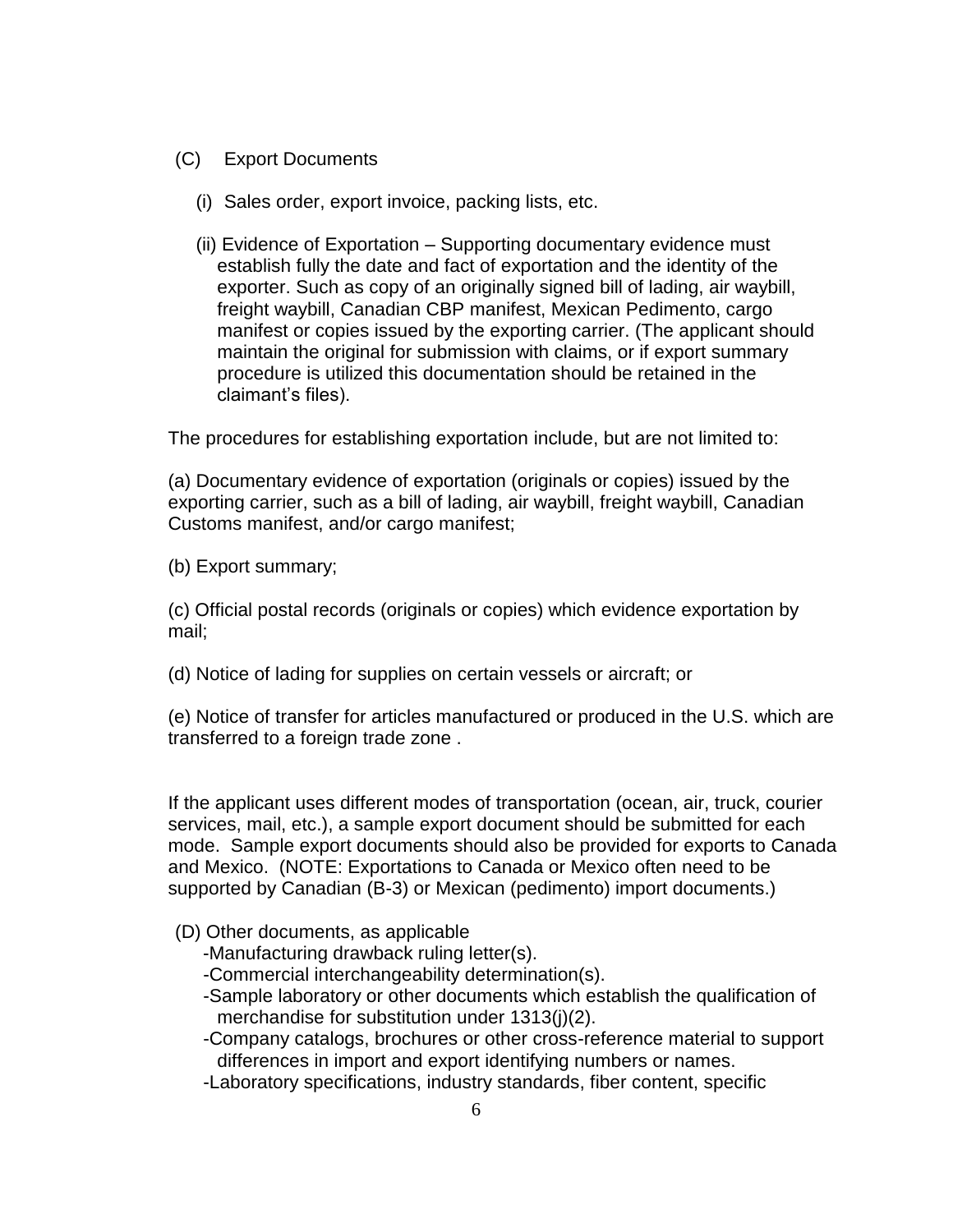(C) Export Documents

(i) Sales order, export invoice, packing lists, etc.

(ii) Evidence of Exportation – Supporting documentary evidence must establish fully the date and fact of exportation and the identity of the exporter. Such as copy of an originally signed bill of lading, air waybill, freight waybill, Canadian CBP manifest, Mexican Pedimento, cargo manifest or copies issued by the exporting carrier. (The applicant should maintain the original for submission with claims, or if export summary procedure is utilized this documentation should be retained in the claimant's files).

The procedures for establishing exportation include, but are not limited to:

(a) Documentary evidence of exportation (originals or copies) issued by the exporting carrier, such as a bill of lading, air waybill, freight waybill, Canadian Customs manifest, and/or cargo manifest;

(b) Export summary;

(c) Official postal records (originals or copies) which evidence exportation by mail;

(d) Notice of lading for supplies on certain vessels or aircraft; or

(e) Notice of transfer for articles manufactured or produced in the U.S. which are transferred to a foreign trade zone .

If the applicant uses different modes of transportation (ocean, air, truck, courier services, mail, etc.), a sample export document should be submitted for each mode. Sample export documents should also be provided for exports to Canada and Mexico. (NOTE: Exportations to Canada or Mexico often need to be supported by Canadian (B-3) or Mexican (pedimento) import documents.)

(D) Other documents, as applicable

- -Manufacturing drawback ruling letter(s).
- -Commercial interchangeability determination(s).
- -Sample laboratory or other documents which establish the qualification of merchandise for substitution under 1313(j)(2).
- -Company catalogs, brochures or other cross-reference material to support differences in import and export identifying numbers or names.
- -Laboratory specifications, industry standards, fiber content, specific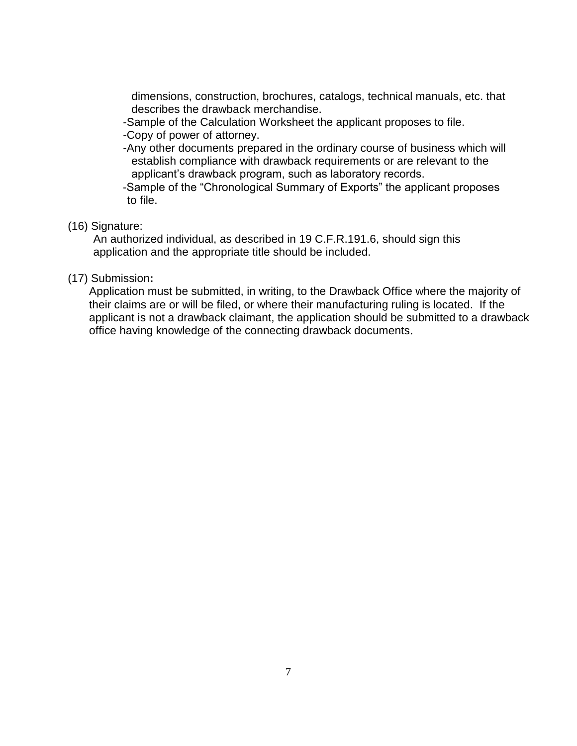dimensions, construction, brochures, catalogs, technical manuals, etc. that describes the drawback merchandise.

-Sample of the Calculation Worksheet the applicant proposes to file.

-Copy of power of attorney.

-Any other documents prepared in the ordinary course of business which will establish compliance with drawback requirements or are relevant to the applicant's drawback program, such as laboratory records.

-Sample of the "Chronological Summary of Exports" the applicant proposes to file.

(16) Signature:

An authorized individual, as described in 19 C.F.R.191.6, should sign this application and the appropriate title should be included.

(17) Submission**:**

Application must be submitted, in writing, to the Drawback Office where the majority of their claims are or will be filed, or where their manufacturing ruling is located. If the applicant is not a drawback claimant, the application should be submitted to a drawback office having knowledge of the connecting drawback documents.